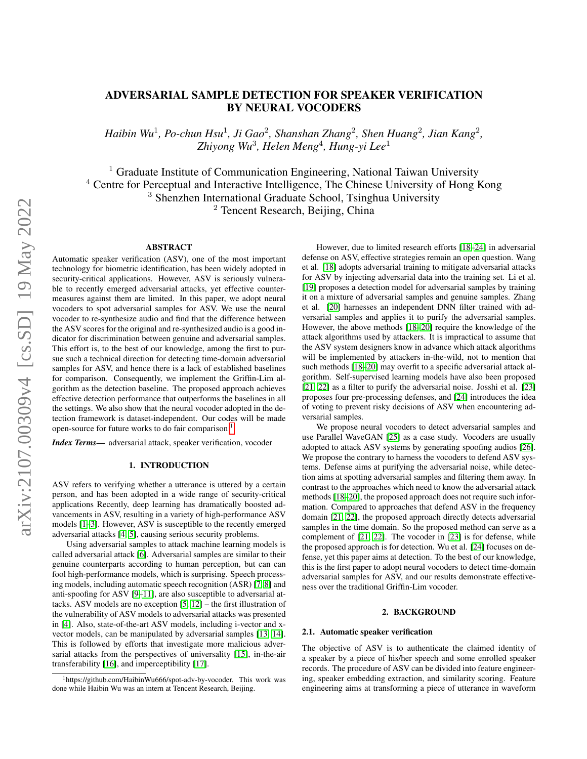# ADVERSARIAL SAMPLE DETECTION FOR SPEAKER VERIFICATION BY NEURAL VOCODERS

*Haibin Wu*[1], *Po-chun Hsu*[1], *Ji Gao*[2], *Shanshan Zhang*[2], *Shen Huang*[2], *Jian Kang*[2], *Zhiyong Wu*[3], *Helen Meng*[4], *Hung-yi Lee*[1]

[1] Graduate Institute of Communication Engineering, National Taiwan University
[4] Centre for Perceptual and Interactive Intelligence, The Chinese University of Hong Kong
[3] Shenzhen International Graduate School, Tsinghua University
[2] Tencent Research, Beijing, China

## ABSTRACT

Automatic speaker verification (ASV), one of the most important technology for biometric identification, has been widely adopted in security-critical applications. However, ASV is seriously vulnerable to recently emerged adversarial attacks, yet effective countermeasures against them are limited. In this paper, we adopt neural vocoders to spot adversarial samples for ASV. We use the neural vocoder to re-synthesize audio and find that the difference between the ASV scores for the original and re-synthesized audio is a good indicator for discrimination between genuine and adversarial samples. This effort is, to the best of our knowledge, among the first to pursue such a technical direction for detecting time-domain adversarial samples for ASV, and hence there is a lack of established baselines for comparison. Consequently, we implement the Griffin-Lim algorithm as the detection baseline. The proposed approach achieves effective detection performance that outperforms the baselines in all the settings. We also show that the neural vocoder adopted in the detection framework is dataset-independent. Our codes will be made open-source for future works to do fair comparison[1].

***Index Terms*—** adversarial attack, speaker verification, vocoder

## 1. INTRODUCTION

ASV refers to verifying whether a utterance is uttered by a certain person, and has been adopted in a wide range of security-critical applications Recently, deep learning has dramatically boosted advancements in ASV, resulting in a variety of high-performance ASV models [1–3]. However, ASV is susceptible to the recently emerged adversarial attacks [4, 5], causing serious security problems.

Using adversarial samples to attack machine learning models is called adversarial attack [6]. Adversarial samples are similar to their genuine counterparts according to human perception, but can can fool high-performance models, which is surprising. Speech processing models, including automatic speech recognition (ASR) [7, 8] and anti-spoofing for ASV [9–11], are also susceptible to adversarial attacks. ASV models are no exception [5, 12] – the first illustration of the vulnerability of ASV models to adversarial attacks was presented in [4]. Also, state-of-the-art ASV models, including i-vector and x-vector models, can be manipulated by adversarial samples [13, 14]. This is followed by efforts that investigate more malicious adversarial attacks from the perspectives of universality [15], in-the-air transferability [16], and imperceptibility [17].

However, due to limited research efforts [18–24] in adversarial defense on ASV, effective strategies remain an open question. Wang et al. [18] adopts adversarial training to mitigate adversarial attacks for ASV by injecting adversarial data into the training set. Li et al. [19] proposes a detection model for adversarial samples by training it on a mixture of adversarial samples and genuine samples. Zhang et al. [20] harnesses an independent DNN filter trained with adversarial samples and applies it to purify the adversarial samples. However, the above methods [18–20] require the knowledge of the attack algorithms used by attackers. It is impractical to assume that the ASV system designers know in advance which attack algorithms will be implemented by attackers in-the-wild, not to mention that such methods [18–20] may overfit to a specific adversarial attack algorithm. Self-supervised learning models have also been proposed [21, 22] as a filter to purify the adversarial noise. Josshi et al. [23] proposes four pre-processing defenses, and [24] introduces the idea of voting to prevent risky decisions of ASV when encountering adversarial samples.

We propose neural vocoders to detect adversarial samples and use Parallel WaveGAN [25] as a case study. Vocoders are usually adopted to attack ASV systems by generating spoofing audios [26]. We propose the contrary to harness the vocoders to defend ASV systems. Defense aims at purifying the adversarial noise, while detection aims at spotting adversarial samples and filtering them away. In contrast to the approaches which need to know the adversarial attack methods [18–20], the proposed approach does not require such information. Compared to approaches that defend ASV in the frequency domain [21, 22], the proposed approach directly detects adversarial samples in the time domain. So the proposed method can serve as a complement of [21, 22]. The vocoder in [23] is for defense, while the proposed approach is for detection. Wu et al. [24] focuses on defense, yet this paper aims at detection. To the best of our knowledge, this is the first paper to adopt neural vocoders to detect time-domain adversarial samples for ASV, and our results demonstrate effectiveness over the traditional Griffin-Lim vocoder.

## 2. BACKGROUND

### 2.1. Automatic speaker verification

The objective of ASV is to authenticate the claimed identity of a speaker by a piece of his/her speech and some enrolled speaker records. The procedure of ASV can be divided into feature engineering, speaker embedding extraction, and similarity scoring. Feature engineering aims at transforming a piece of utterance in waveform

[1] https://github.com/HaibinWu666/spot-adv-by-vocoder. This work was done while Haibin Wu was an intern at Tencent Research, Beijing.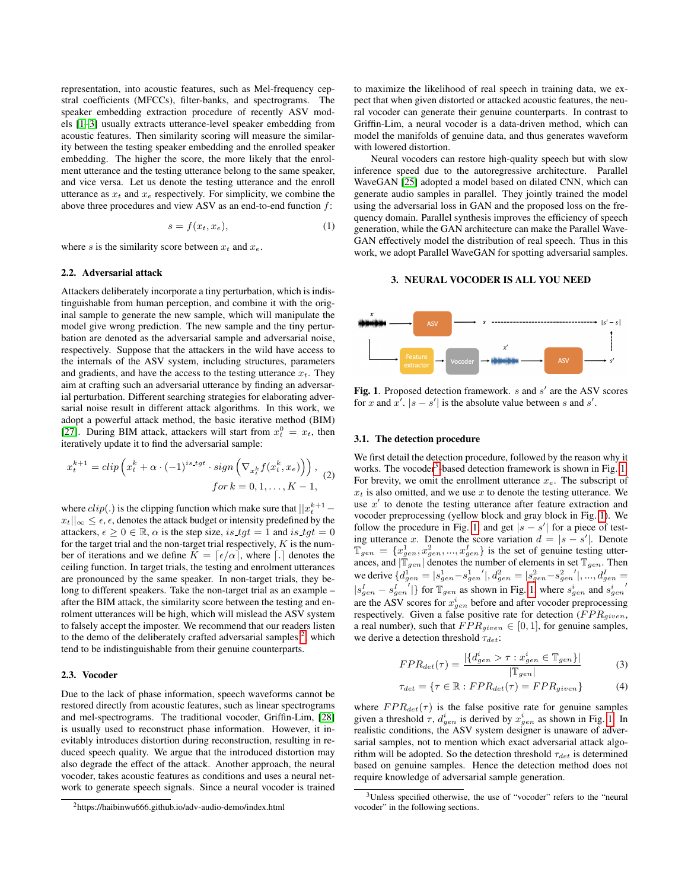representation, into acoustic features, such as Mel-frequency cepstral coefficients (MFCCs), filter-banks, and spectrograms. The speaker embedding extraction procedure of recently ASV models [1–3] usually extracts utterance-level speaker embedding from acoustic features. Then similarity scoring will measure the similarity between the testing speaker embedding and the enrolled speaker embedding. The higher the score, the more likely that the enrollment utterance and the testing utterance belong to the same speaker, and vice versa. Let us denote the testing utterance and the enroll utterance as $x_t$ and $x_e$ respectively. For simplicity, we combine the above three procedures and view ASV as an end-to-end function $f$:

$$s = f(x_t, x_e), \tag{1}$$

where $s$ is the similarity score between $x_t$ and $x_e$.

### 2.2. Adversarial attack

Attackers deliberately incorporate a tiny perturbation, which is indistinguishable from human perception, and combine it with the original sample to generate the new sample, which will manipulate the model give wrong prediction. The new sample and the tiny perturbation are denoted as the adversarial sample and adversarial noise, respectively. Suppose that the attackers in the wild have access to the internals of the ASV system, including structures, parameters and gradients, and have the access to the testing utterance $x_t$. They aim at crafting such an adversarial utterance by finding an adversarial perturbation. Different searching strategies for elaborating adversarial noise result in different attack algorithms. In this work, we adopt a powerful attack method, the basic iterative method (BIM) [27]. During BIM attack, attackers will start from $x_t^0 = x_t$, then iteratively update it to find the adversarial sample:

$$x_t^{k+1} = clip\left(x_t^k + \alpha \cdot (-1)^{is\_tgt} \cdot sign\left(\nabla_{x_t^k} f(x_t^k, x_e)\right)\right), \quad for\ k = 0, 1, \ldots, K-1, \tag{2}$$

where $clip(.)$ is the clipping function which make sure that $||x_t^{k+1} - x_t||_\infty \leq \epsilon$, $\epsilon$, denotes the attack budget or intensity predefined by the attackers, $\epsilon \geq 0 \in \mathbb{R}$, $\alpha$ is the step size, $is\_tgt = 1$ and $is\_tgt = 0$ for the target trial and the non-target trial respectively, $K$ is the number of iterations and we define $K = \lceil \epsilon/\alpha \rceil$, where $\lceil . \rceil$ denotes the ceiling function. In target trials, the testing and enrolment utterances are pronounced by the same speaker. In non-target trials, they belong to different speakers. Take the non-target trial as an example – after the BIM attack, the similarity score between the testing and enrolment utterances will be high, which will mislead the ASV system to falsely accept the imposter. We recommend that our readers listen to the demo of the deliberately crafted adversarial samples [2], which tend to be indistinguishable from their genuine counterparts.

### 2.3. Vocoder

Due to the lack of phase information, speech waveforms cannot be restored directly from acoustic features, such as linear spectrograms and mel-spectrograms. The traditional vocoder, Griffin-Lim, [28] is usually used to reconstruct phase information. However, it inevitably introduces distortion during reconstruction, resulting in reduced speech quality. We argue that the introduced distortion may also degrade the effect of the attack. Another approach, the neural vocoder, takes acoustic features as conditions and uses a neural network to generate speech signals. Since a neural vocoder is trained to maximize the likelihood of real speech in training data, we expect that when given distorted or attacked acoustic features, the neural vocoder can generate their genuine counterparts. In contrast to Griffin-Lim, a neural vocoder is a data-driven method, which can model the manifolds of genuine data, and thus generates waveform with lowered distortion.

Neural vocoders can restore high-quality speech but with slow inference speed due to the autoregressive architecture. Parallel WaveGAN [25] adopted a model based on dilated CNN, which can generate audio samples in parallel. They jointly trained the model using the adversarial loss in GAN and the proposed loss on the frequency domain. Parallel synthesis improves the efficiency of speech generation, while the GAN architecture can make the Parallel WaveGAN effectively model the distribution of real speech. Thus in this work, we adopt Parallel WaveGAN for spotting adversarial samples.

## 3. NEURAL VOCODER IS ALL YOU NEED

**Fig. 1**. Proposed detection framework. $s$ and $s'$ are the ASV scores for $x$ and $x'$. $|s - s'|$ is the absolute value between $s$ and $s'$.

### 3.1. The detection procedure

We first detail the detection procedure, followed by the reason why it works. The vocoder[3]-based detection framework is shown in Fig. 1. For brevity, we omit the enrollment utterance $x_e$. The subscript of $x_t$ is also omitted, and we use $x$ to denote the testing utterance. We use $x'$ to denote the testing utterance after feature extraction and vocoder preprocessing (yellow block and gray block in Fig. 1). We follow the procedure in Fig. 1 and get $|s - s'|$ for a piece of testing utterance $x$. Denote the score variation $d = |s - s'|$. Denote $\mathbb{T}_{gen} = \{x_{gen}^1, x_{gen}^2, ..., x_{gen}^I\}$ is the set of genuine testing utterances, and $|\mathbb{T}_{gen}|$ denotes the number of elements in set $\mathbb{T}_{gen}$. Then we derive $\{d_{gen}^1 = |s_{gen}^1 - s_{gen}^{1\prime}|, d_{gen}^2 = |s_{gen}^2 - s_{gen}^{2\prime}|, ..., d_{gen}^I = |s_{gen}^I - s_{gen}^{I\prime}|\}$ for $\mathbb{T}_{gen}$ as shown in Fig. 1 where $s_{gen}^i$ and $s_{gen}^{i\prime}$ are the ASV scores for $x_{gen}^i$ before and after vocoder preprocessing respectively. Given a false positive rate for detection ($FPR_{given}$, a real number), such that $FPR_{given} \in [0, 1]$, for genuine samples, we derive a detection threshold $\tau_{det}$:

$$FPR_{det}(\tau) = \frac{|\{d_{gen}^i > \tau : x_{gen}^i \in \mathbb{T}_{gen}\}|}{|\mathbb{T}_{gen}|} \tag{3}$$

$$\tau_{det} = \{\tau \in \mathbb{R} : FPR_{det}(\tau) = FPR_{given}\} \tag{4}$$

where $FPR_{det}(\tau)$ is the false positive rate for genuine samples given a threshold $\tau$, $d_{gen}^i$ is derived by $x_{gen}^i$ as shown in Fig. 1. In realistic conditions, the ASV system designer is unaware of adversarial samples, not to mention which exact adversarial attack algorithm will be adopted. So the detection threshold $\tau_{det}$ is determined based on genuine samples. Hence the detection method does not require knowledge of adversarial sample generation.

[2] https://haibinwu666.github.io/adv-audio-demo/index.html

[3] Unless specified otherwise, the use of "vocoder" refers to the "neural vocoder" in the following sections.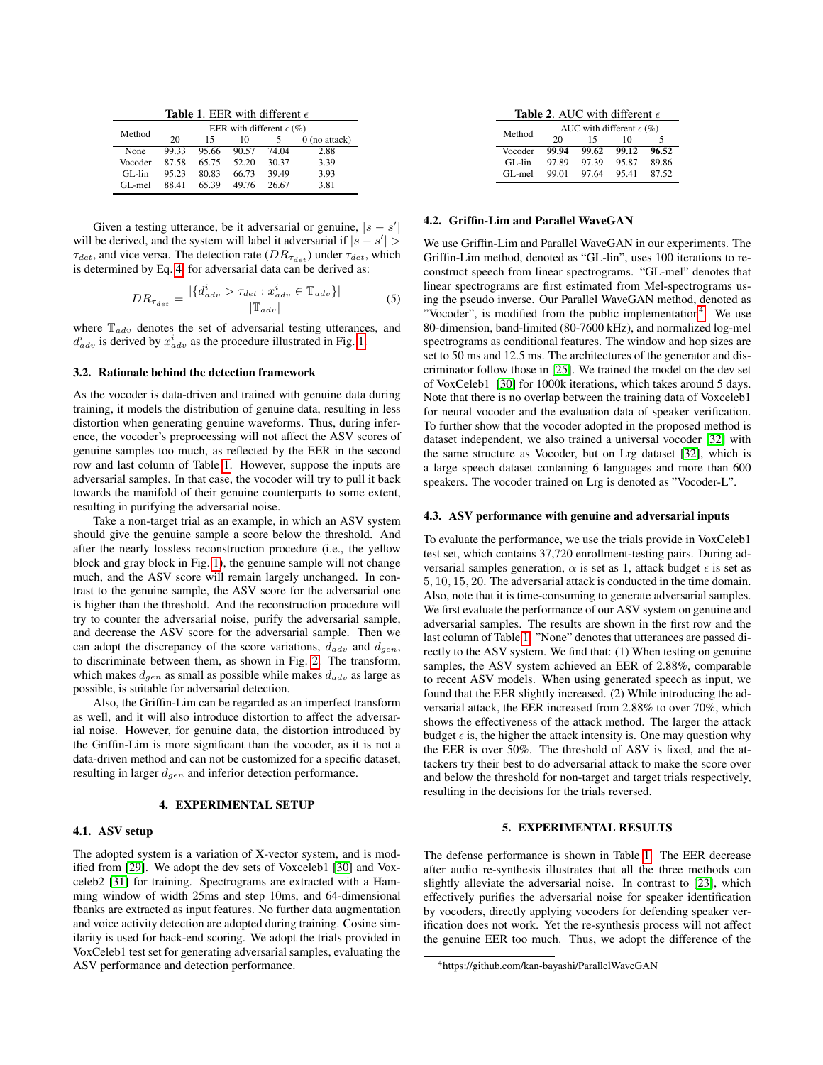**Table 1**. EER with different $\epsilon$

| Method | EER with different $\epsilon$ (%) | | | | |
|---|---|---|---|---|---|
| | 20 | 15 | 10 | 5 | 0 (no attack) |
| None | 99.33 | 95.66 | 90.57 | 74.04 | 2.88 |
| Vocoder | 87.58 | 65.75 | 52.20 | 30.37 | 3.39 |
| GL-lin | 95.23 | 80.83 | 66.73 | 39.49 | 3.93 |
| GL-mel | 88.41 | 65.39 | 49.76 | 26.67 | 3.81 |

Given a testing utterance, be it adversarial or genuine, $|s - s'|$ will be derived, and the system will label it adversarial if $|s - s'| > \tau_{det}$, and vice versa. The detection rate ($DR_{\tau_{det}}$) under $\tau_{det}$, which is determined by Eq. 4, for adversarial data can be derived as:

$$DR_{\tau_{det}} = \frac{|\{d^i_{adv} > \tau_{det} : x^i_{adv} \in \mathbb{T}_{adv}\}|}{|\mathbb{T}_{adv}|} \tag{5}$$

where $\mathbb{T}_{adv}$ denotes the set of adversarial testing utterances, and $d^i_{adv}$ is derived by $x^i_{adv}$ as the procedure illustrated in Fig. 1.

### 3.2. Rationale behind the detection framework

As the vocoder is data-driven and trained with genuine data during training, it models the distribution of genuine data, resulting in less distortion when generating genuine waveforms. Thus, during inference, the vocoder's preprocessing will not affect the ASV scores of genuine samples too much, as reflected by the EER in the second row and last column of Table 1. However, suppose the inputs are adversarial samples. In that case, the vocoder will try to pull it back towards the manifold of their genuine counterparts to some extent, resulting in purifying the adversarial noise.

Take a non-target trial as an example, in which an ASV system should give the genuine sample a score below the threshold. And after the nearly lossless reconstruction procedure (i.e., the yellow block and gray block in Fig. 1), the genuine sample will not change much, and the ASV score will remain largely unchanged. In contrast to the genuine sample, the ASV score for the adversarial one is higher than the threshold. And the reconstruction procedure will try to counter the adversarial noise, purify the adversarial sample, and decrease the ASV score for the adversarial sample. Then we can adopt the discrepancy of the score variations, $d_{adv}$ and $d_{gen}$, to discriminate between them, as shown in Fig. 2. The transform, which makes $d_{gen}$ as small as possible while makes $d_{adv}$ as large as possible, is suitable for adversarial detection.

Also, the Griffin-Lim can be regarded as an imperfect transform as well, and it will also introduce distortion to affect the adversarial noise. However, for genuine data, the distortion introduced by the Griffin-Lim is more significant than the vocoder, as it is not a data-driven method and can not be customized for a specific dataset, resulting in larger $d_{gen}$ and inferior detection performance.

## 4. EXPERIMENTAL SETUP

### 4.1. ASV setup

The adopted system is a variation of X-vector system, and is modified from [29]. We adopt the dev sets of Voxceleb1 [30] and Voxceleb2 [31] for training. Spectrograms are extracted with a Hamming window of width 25ms and step 10ms, and 64-dimensional fbanks are extracted as input features. No further data augmentation and voice activity detection are adopted during training. Cosine similarity is used for back-end scoring. We adopt the trials provided in VoxCeleb1 test set for generating adversarial samples, evaluating the ASV performance and detection performance.

**Table 2**. AUC with different $\epsilon$

| Method | AUC with different $\epsilon$ (%) | | | |
|---|---|---|---|---|
| | 20 | 15 | 10 | 5 |
| Vocoder | **99.94** | **99.62** | **99.12** | **96.52** |
| GL-lin | 97.89 | 97.39 | 95.87 | 89.86 |
| GL-mel | 99.01 | 97.64 | 95.41 | 87.52 |

### 4.2. Griffin-Lim and Parallel WaveGAN

We use Griffin-Lim and Parallel WaveGAN in our experiments. The Griffin-Lim method, denoted as "GL-lin", uses 100 iterations to reconstruct speech from linear spectrograms. "GL-mel" denotes that linear spectrograms are first estimated from Mel-spectrograms using the pseudo inverse. Our Parallel WaveGAN method, denoted as "Vocoder", is modified from the public implementation[4]. We use 80-dimension, band-limited (80-7600 kHz), and normalized log-mel spectrograms as conditional features. The window and hop sizes are set to 50 ms and 12.5 ms. The architectures of the generator and discriminator follow those in [25]. We trained the model on the dev set of VoxCeleb1 [30] for 1000k iterations, which takes around 5 days. Note that there is no overlap between the training data of Voxceleb1 for neural vocoder and the evaluation data of speaker verification. To further show that the vocoder adopted in the proposed method is dataset independent, we also trained a universal vocoder [32] with the same structure as Vocoder, but on Lrg dataset [32], which is a large speech dataset containing 6 languages and more than 600 speakers. The vocoder trained on Lrg is denoted as "Vocoder-L".

### 4.3. ASV performance with genuine and adversarial inputs

To evaluate the performance, we use the trials provide in VoxCeleb1 test set, which contains 37,720 enrollment-testing pairs. During adversarial samples generation, $\alpha$ is set as 1, attack budget $\epsilon$ is set as $5, 10, 15, 20$. The adversarial attack is conducted in the time domain. Also, note that it is time-consuming to generate adversarial samples. We first evaluate the performance of our ASV system on genuine and adversarial samples. The results are shown in the first row and the last column of Table 1. "None" denotes that utterances are passed directly to the ASV system. We find that: (1) When testing on genuine samples, the ASV system achieved an EER of 2.88%, comparable to recent ASV models. When using generated speech as input, we found that the EER slightly increased. (2) While introducing the adversarial attack, the EER increased from 2.88% to over 70%, which shows the effectiveness of the attack method. The larger the attack budget $\epsilon$ is, the higher the attack intensity is. One may question why the EER is over 50%. The threshold of ASV is fixed, and the attackers try their best to do adversarial attack to make the score over and below the threshold for non-target and target trials respectively, resulting in the decisions for the trials reversed.

## 5. EXPERIMENTAL RESULTS

The defense performance is shown in Table 1. The EER decrease after audio re-synthesis illustrates that all the three methods can slightly alleviate the adversarial noise. In contrast to [23], which effectively purifies the adversarial noise for speaker identification by vocoders, directly applying vocoders for defending speaker verification does not work. Yet the re-synthesis process will not affect the genuine EER too much. Thus, we adopt the difference of the

[4] https://github.com/kan-bayashi/ParallelWaveGAN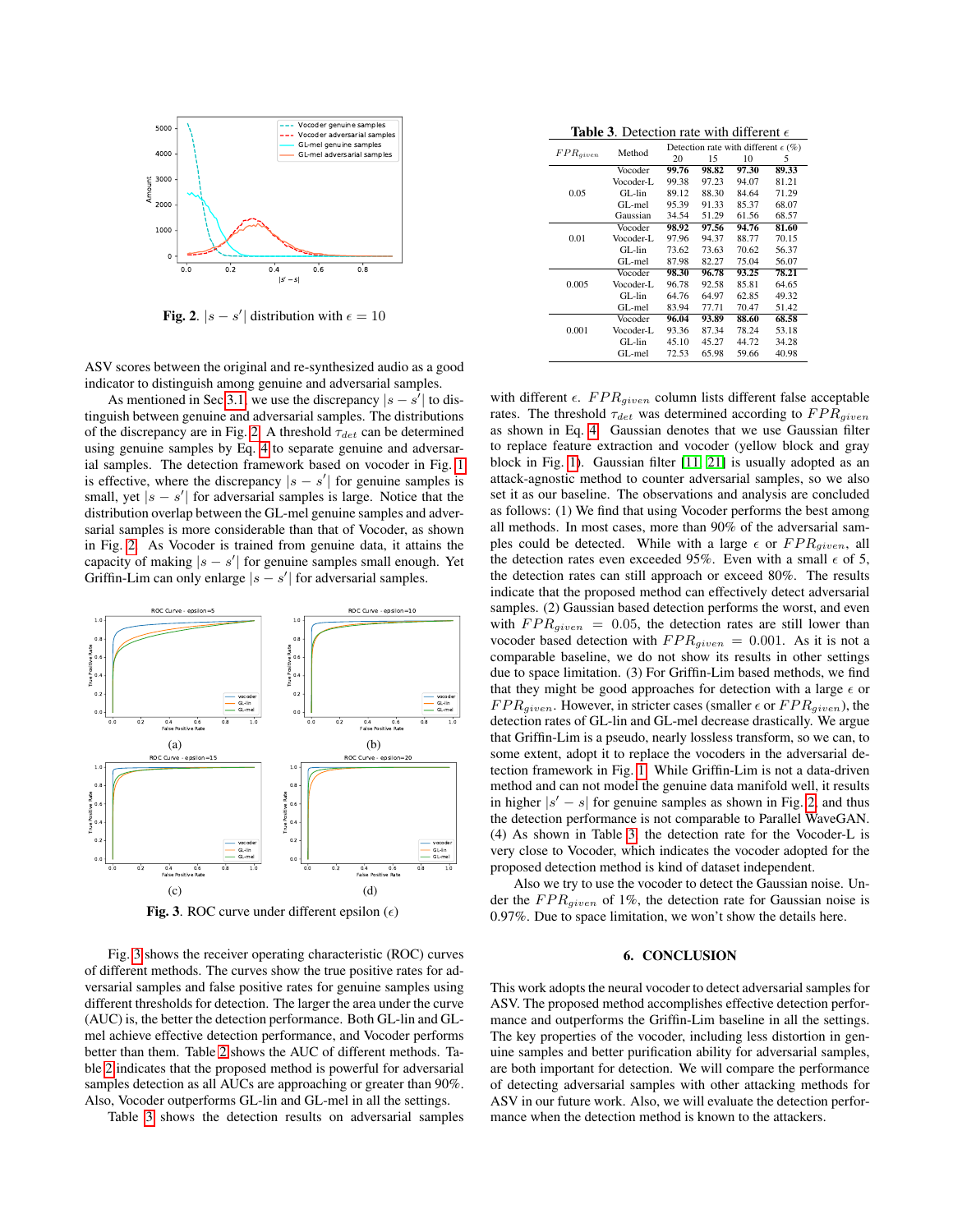Fig. 2. $|s - s'|$ distribution with $\epsilon = 10$

ASV scores between the original and re-synthesized audio as a good indicator to distinguish among genuine and adversarial samples.

As mentioned in Sec 3.1, we use the discrepancy $|s - s'|$ to distinguish between genuine and adversarial samples. The distributions of the discrepancy are in Fig. 2. A threshold $\tau_{det}$ can be determined using genuine samples by Eq. 4 to separate genuine and adversarial samples. The detection framework based on vocoder in Fig. 1 is effective, where the discrepancy $|s - s'|$ for genuine samples is small, yet $|s - s'|$ for adversarial samples is large. Notice that the distribution overlap between the GL-mel genuine samples and adversarial samples is more considerable than that of Vocoder, as shown in Fig. 2. As Vocoder is trained from genuine data, it attains the capacity of making $|s - s'|$ for genuine samples small enough. Yet Griffin-Lim can only enlarge $|s - s'|$ for adversarial samples.

(a)

(b)

(c)

(d)

Fig. 3. ROC curve under different epsilon ($\epsilon$)

Fig. 3 shows the receiver operating characteristic (ROC) curves of different methods. The curves show the true positive rates for adversarial samples and false positive rates for genuine samples using different thresholds for detection. The larger the area under the curve (AUC) is, the better the detection performance. Both GL-lin and GL-mel achieve effective detection performance, and Vocoder performs better than them. Table 2 shows the AUC of different methods. Table 2 indicates that the proposed method is powerful for adversarial samples detection as all AUCs are approaching or greater than 90%. Also, Vocoder outperforms GL-lin and GL-mel in all the settings.

Table 3 shows the detection results on adversarial samples with different $\epsilon$. $FPR_{given}$ column lists different false acceptable rates. The threshold $\tau_{det}$ was determined according to $FPR_{given}$ as shown in Eq. 4. Gaussian denotes that we use Gaussian filter to replace feature extraction and vocoder (yellow block and gray block in Fig. 1). Gaussian filter [11, 21] is usually adopted as an attack-agnostic method to counter adversarial samples, so we also set it as our baseline. The observations and analysis are concluded as follows: (1) We find that using Vocoder performs the best among all methods. In most cases, more than 90% of the adversarial samples could be detected. While with a large $\epsilon$ or $FPR_{given}$, all the detection rates even exceeded 95%. Even with a small $\epsilon$ of 5, the detection rates can still approach or exceed 80%. The results indicate that the proposed method can effectively detect adversarial samples. (2) Gaussian based detection performs the worst, and even with $FPR_{given} = 0.05$, the detection rates are still lower than vocoder based detection with $FPR_{given} = 0.001$. As it is not a comparable baseline, we do not show its results in other settings due to space limitation. (3) For Griffin-Lim based methods, we find that they might be good approaches for detection with a large $\epsilon$ or $FPR_{given}$. However, in stricter cases (smaller $\epsilon$ or $FPR_{given}$), the detection rates of GL-lin and GL-mel decrease drastically. We argue that Griffin-Lim is a pseudo, nearly lossless transform, so we can, to some extent, adopt it to replace the vocoders in the adversarial detection framework in Fig. 1. While Griffin-Lim is not a data-driven method and can not model the genuine data manifold well, it results in higher $|s' - s|$ for genuine samples as shown in Fig. 2, and thus the detection performance is not comparable to Parallel WaveGAN. (4) As shown in Table 3, the detection rate for the Vocoder-L is very close to Vocoder, which indicates the vocoder adopted for the proposed detection method is kind of dataset independent.

Also we try to use the vocoder to detect the Gaussian noise. Under the $FPR_{given}$ of 1%, the detection rate for Gaussian noise is 0.97%. Due to space limitation, we won't show the details here.

**Table 3**. Detection rate with different $\epsilon$

| $FPR_{given}$ | Method | Detection rate with different $\epsilon$ (%) 20 | 15 | 10 | 5 |
|---|---|---|---|---|---|
| 0.05 | Vocoder | **99.76** | **98.82** | **97.30** | **89.33** |
| | Vocoder-L | 99.38 | 97.23 | 94.07 | 81.21 |
| | GL-lin | 89.12 | 88.30 | 84.64 | 71.29 |
| | GL-mel | 95.39 | 91.33 | 85.37 | 68.07 |
| | Gaussian | 34.54 | 51.29 | 61.56 | 68.57 |
| 0.01 | Vocoder | **98.92** | **97.56** | **94.76** | **81.60** |
| | Vocoder-L | 97.96 | 94.37 | 88.77 | 70.15 |
| | GL-lin | 73.62 | 73.63 | 70.62 | 56.37 |
| | GL-mel | 87.98 | 82.27 | 75.04 | 56.07 |
| 0.005 | Vocoder | **98.30** | **96.78** | **93.25** | **78.21** |
| | Vocoder-L | 96.78 | 92.58 | 85.81 | 64.65 |
| | GL-lin | 64.76 | 64.97 | 62.85 | 49.32 |
| | GL-mel | 83.94 | 77.71 | 70.47 | 51.42 |
| 0.001 | Vocoder | **96.04** | **93.89** | **88.60** | **68.58** |
| | Vocoder-L | 93.36 | 87.34 | 78.24 | 53.18 |
| | GL-lin | 45.10 | 45.27 | 44.72 | 34.28 |
| | GL-mel | 72.53 | 65.98 | 59.66 | 40.98 |

## 6. CONCLUSION

This work adopts the neural vocoder to detect adversarial samples for ASV. The proposed method accomplishes effective detection performance and outperforms the Griffin-Lim baseline in all the settings. The key properties of the vocoder, including less distortion in genuine samples and better purification ability for adversarial samples, are both important for detection. We will compare the performance of detecting adversarial samples with other attacking methods for ASV in our future work. Also, we will evaluate the detection performance when the detection method is known to the attackers.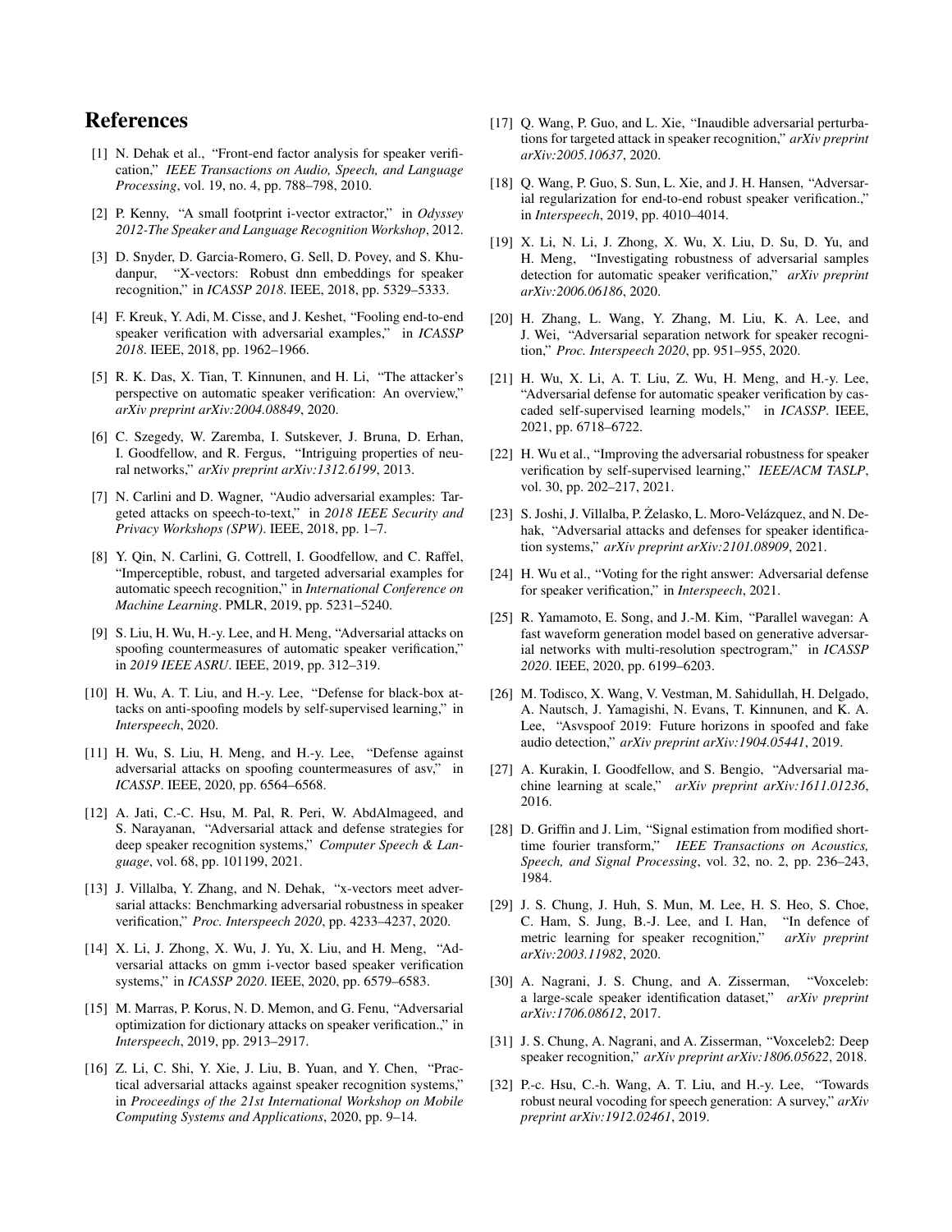# References

[1] N. Dehak et al., "Front-end factor analysis for speaker verification," *IEEE Transactions on Audio, Speech, and Language Processing*, vol. 19, no. 4, pp. 788–798, 2010.

[2] P. Kenny, "A small footprint i-vector extractor," in *Odyssey 2012-The Speaker and Language Recognition Workshop*, 2012.

[3] D. Snyder, D. Garcia-Romero, G. Sell, D. Povey, and S. Khudanpur, "X-vectors: Robust dnn embeddings for speaker recognition," in *ICASSP 2018*. IEEE, 2018, pp. 5329–5333.

[4] F. Kreuk, Y. Adi, M. Cisse, and J. Keshet, "Fooling end-to-end speaker verification with adversarial examples," in *ICASSP 2018*. IEEE, 2018, pp. 1962–1966.

[5] R. K. Das, X. Tian, T. Kinnunen, and H. Li, "The attacker's perspective on automatic speaker verification: An overview," *arXiv preprint arXiv:2004.08849*, 2020.

[6] C. Szegedy, W. Zaremba, I. Sutskever, J. Bruna, D. Erhan, I. Goodfellow, and R. Fergus, "Intriguing properties of neural networks," *arXiv preprint arXiv:1312.6199*, 2013.

[7] N. Carlini and D. Wagner, "Audio adversarial examples: Targeted attacks on speech-to-text," in *2018 IEEE Security and Privacy Workshops (SPW)*. IEEE, 2018, pp. 1–7.

[8] Y. Qin, N. Carlini, G. Cottrell, I. Goodfellow, and C. Raffel, "Imperceptible, robust, and targeted adversarial examples for automatic speech recognition," in *International Conference on Machine Learning*. PMLR, 2019, pp. 5231–5240.

[9] S. Liu, H. Wu, H.-y. Lee, and H. Meng, "Adversarial attacks on spoofing countermeasures of automatic speaker verification," in *2019 IEEE ASRU*. IEEE, 2019, pp. 312–319.

[10] H. Wu, A. T. Liu, and H.-y. Lee, "Defense for black-box attacks on anti-spoofing models by self-supervised learning," in *Interspeech*, 2020.

[11] H. Wu, S. Liu, H. Meng, and H.-y. Lee, "Defense against adversarial attacks on spoofing countermeasures of asv," in *ICASSP*. IEEE, 2020, pp. 6564–6568.

[12] A. Jati, C.-C. Hsu, M. Pal, R. Peri, W. AbdAlmageed, and S. Narayanan, "Adversarial attack and defense strategies for deep speaker recognition systems," *Computer Speech & Language*, vol. 68, pp. 101199, 2021.

[13] J. Villalba, Y. Zhang, and N. Dehak, "x-vectors meet adversarial attacks: Benchmarking adversarial robustness in speaker verification," *Proc. Interspeech 2020*, pp. 4233–4237, 2020.

[14] X. Li, J. Zhong, X. Wu, J. Yu, X. Liu, and H. Meng, "Adversarial attacks on gmm i-vector based speaker verification systems," in *ICASSP 2020*. IEEE, 2020, pp. 6579–6583.

[15] M. Marras, P. Korus, N. D. Memon, and G. Fenu, "Adversarial optimization for dictionary attacks on speaker verification.," in *Interspeech*, 2019, pp. 2913–2917.

[16] Z. Li, C. Shi, Y. Xie, J. Liu, B. Yuan, and Y. Chen, "Practical adversarial attacks against speaker recognition systems," in *Proceedings of the 21st International Workshop on Mobile Computing Systems and Applications*, 2020, pp. 9–14.

[17] Q. Wang, P. Guo, and L. Xie, "Inaudible adversarial perturbations for targeted attack in speaker recognition," *arXiv preprint arXiv:2005.10637*, 2020.

[18] Q. Wang, P. Guo, S. Sun, L. Xie, and J. H. Hansen, "Adversarial regularization for end-to-end robust speaker verification.," in *Interspeech*, 2019, pp. 4010–4014.

[19] X. Li, N. Li, J. Zhong, X. Wu, X. Liu, D. Su, D. Yu, and H. Meng, "Investigating robustness of adversarial samples detection for automatic speaker verification," *arXiv preprint arXiv:2006.06186*, 2020.

[20] H. Zhang, L. Wang, Y. Zhang, M. Liu, K. A. Lee, and J. Wei, "Adversarial separation network for speaker recognition," *Proc. Interspeech 2020*, pp. 951–955, 2020.

[21] H. Wu, X. Li, A. T. Liu, Z. Wu, H. Meng, and H.-y. Lee, "Adversarial defense for automatic speaker verification by cascaded self-supervised learning models," in *ICASSP*. IEEE, 2021, pp. 6718–6722.

[22] H. Wu et al., "Improving the adversarial robustness for speaker verification by self-supervised learning," *IEEE/ACM TASLP*, vol. 30, pp. 202–217, 2021.

[23] S. Joshi, J. Villalba, P. Żelasko, L. Moro-Velázquez, and N. Dehak, "Adversarial attacks and defenses for speaker identification systems," *arXiv preprint arXiv:2101.08909*, 2021.

[24] H. Wu et al., "Voting for the right answer: Adversarial defense for speaker verification," in *Interspeech*, 2021.

[25] R. Yamamoto, E. Song, and J.-M. Kim, "Parallel wavegan: A fast waveform generation model based on generative adversarial networks with multi-resolution spectrogram," in *ICASSP 2020*. IEEE, 2020, pp. 6199–6203.

[26] M. Todisco, X. Wang, V. Vestman, M. Sahidullah, H. Delgado, A. Nautsch, J. Yamagishi, N. Evans, T. Kinnunen, and K. A. Lee, "Asvspoof 2019: Future horizons in spoofed and fake audio detection," *arXiv preprint arXiv:1904.05441*, 2019.

[27] A. Kurakin, I. Goodfellow, and S. Bengio, "Adversarial machine learning at scale," *arXiv preprint arXiv:1611.01236*, 2016.

[28] D. Griffin and J. Lim, "Signal estimation from modified short-time fourier transform," *IEEE Transactions on Acoustics, Speech, and Signal Processing*, vol. 32, no. 2, pp. 236–243, 1984.

[29] J. S. Chung, J. Huh, S. Mun, M. Lee, H. S. Heo, S. Choe, C. Ham, S. Jung, B.-J. Lee, and I. Han, "In defence of metric learning for speaker recognition," *arXiv preprint arXiv:2003.11982*, 2020.

[30] A. Nagrani, J. S. Chung, and A. Zisserman, "Voxceleb: a large-scale speaker identification dataset," *arXiv preprint arXiv:1706.08612*, 2017.

[31] J. S. Chung, A. Nagrani, and A. Zisserman, "Voxceleb2: Deep speaker recognition," *arXiv preprint arXiv:1806.05622*, 2018.

[32] P.-c. Hsu, C.-h. Wang, A. T. Liu, and H.-y. Lee, "Towards robust neural vocoding for speech generation: A survey," *arXiv preprint arXiv:1912.02461*, 2019.